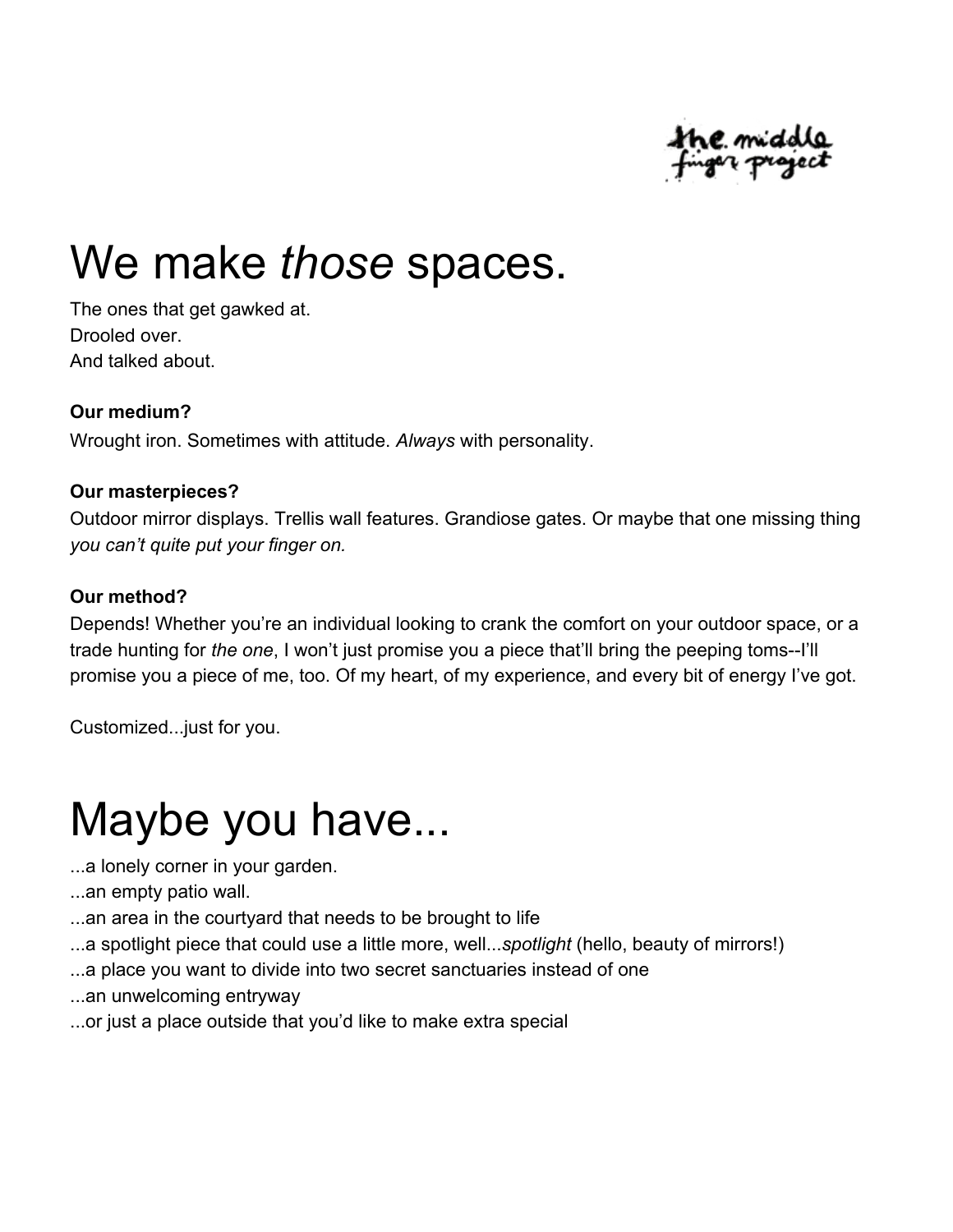the middle finger project

# We make *those* spaces.

The ones that get gawked at.
Drooled over.
And talked about.

**Our medium?**
Wrought iron. Sometimes with attitude. *Always* with personality.

**Our masterpieces?**
Outdoor mirror displays. Trellis wall features. Grandiose gates. Or maybe that one missing thing *you can't quite put your finger on.*

**Our method?**
Depends! Whether you're an individual looking to crank the comfort on your outdoor space, or a trade hunting for *the one*, I won't just promise you a piece that'll bring the peeping toms--I'll promise you a piece of me, too. Of my heart, of my experience, and every bit of energy I've got.

Customized...just for you.

# Maybe you have...

...a lonely corner in your garden.
...an empty patio wall.
...an area in the courtyard that needs to be brought to life
...a spotlight piece that could use a little more, well...*spotlight* (hello, beauty of mirrors!)
...a place you want to divide into two secret sanctuaries instead of one
...an unwelcoming entryway
...or just a place outside that you'd like to make extra special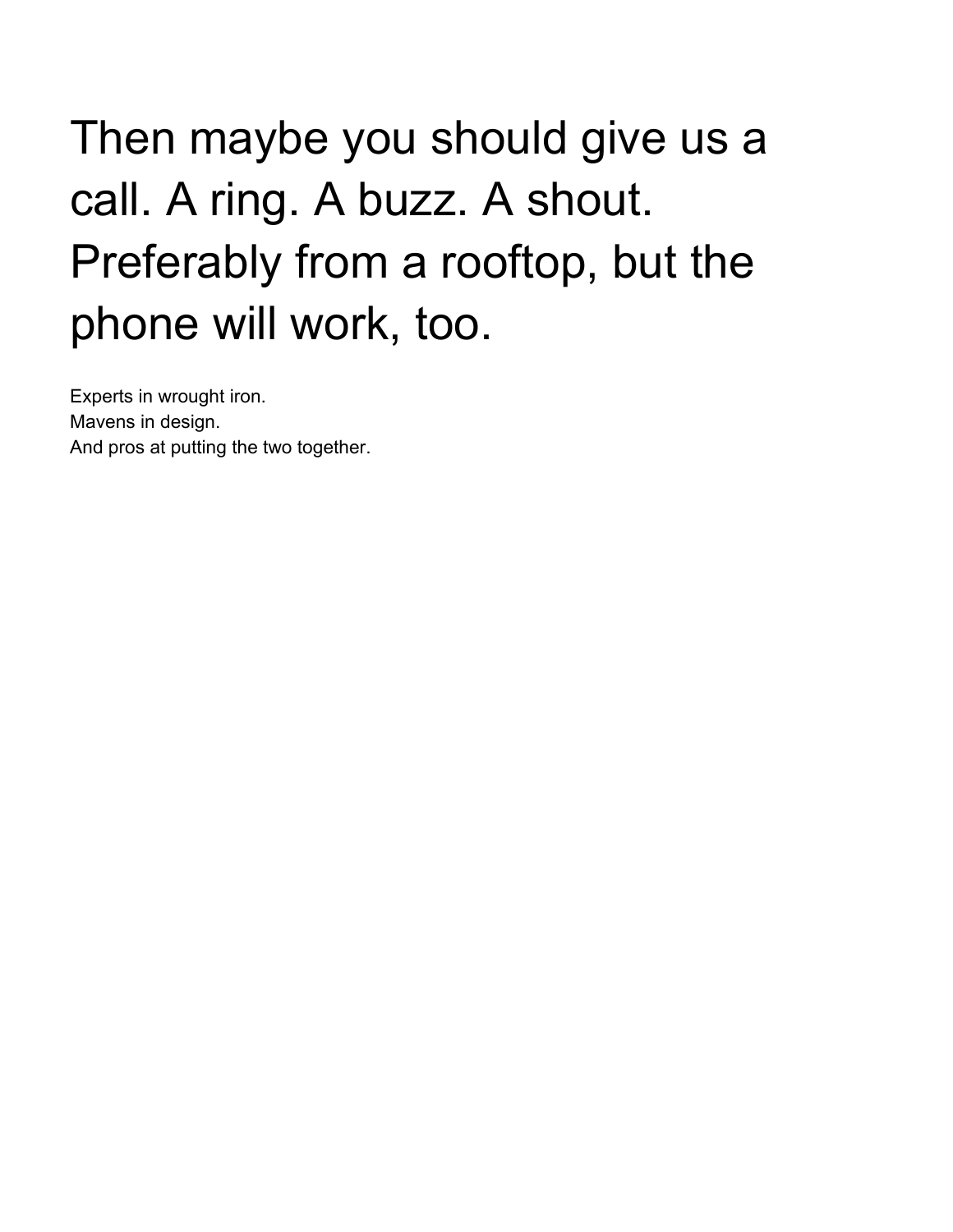# Then maybe you should give us a call. A ring. A buzz. A shout. Preferably from a rooftop, but the phone will work, too.

Experts in wrought iron.
Mavens in design.
And pros at putting the two together.